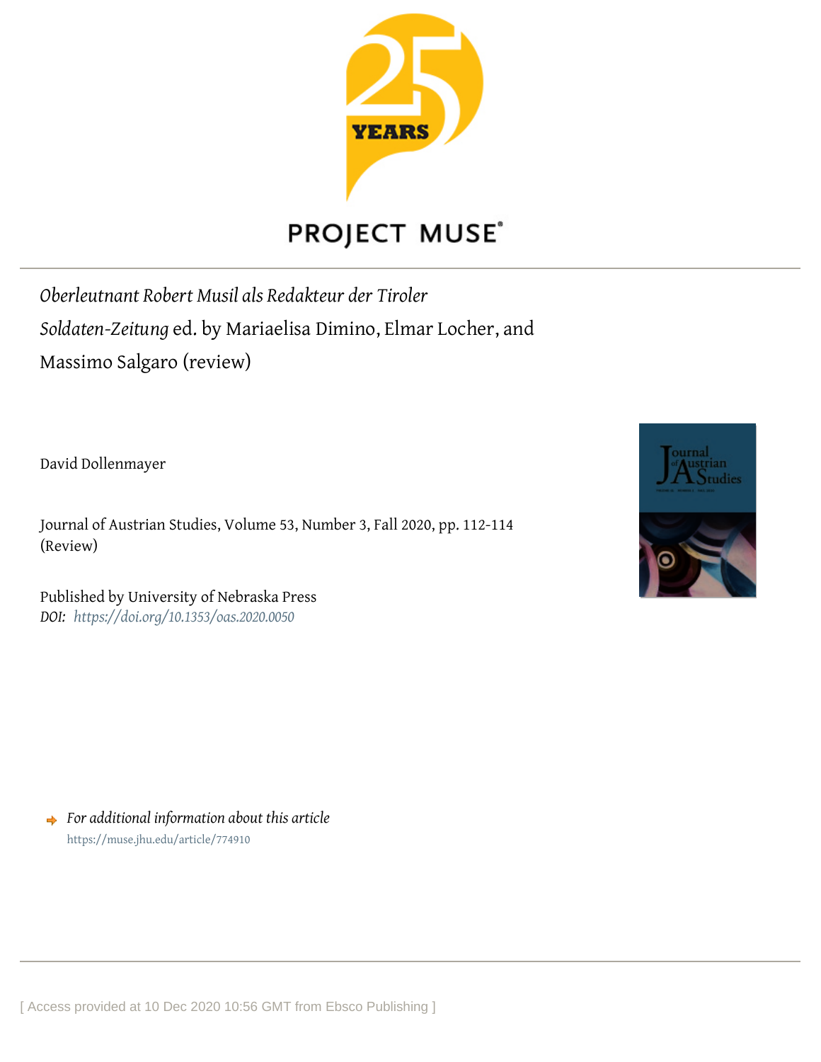*Oberleutnant Robert Musil als Redakteur der Tiroler Soldaten-Zeitung* ed. by Mariaelisa Dimino, Elmar Locher, and Massimo Salgaro (review)

David Dollenmayer

Journal of Austrian Studies, Volume 53, Number 3, Fall 2020, pp. 112-114 (Review)

Published by University of Nebraska Press
*DOI: https://doi.org/10.1353/oas.2020.0050*

*For additional information about this article*
https://muse.jhu.edu/article/774910

[ Access provided at 10 Dec 2020 10:56 GMT from Ebsco Publishing ]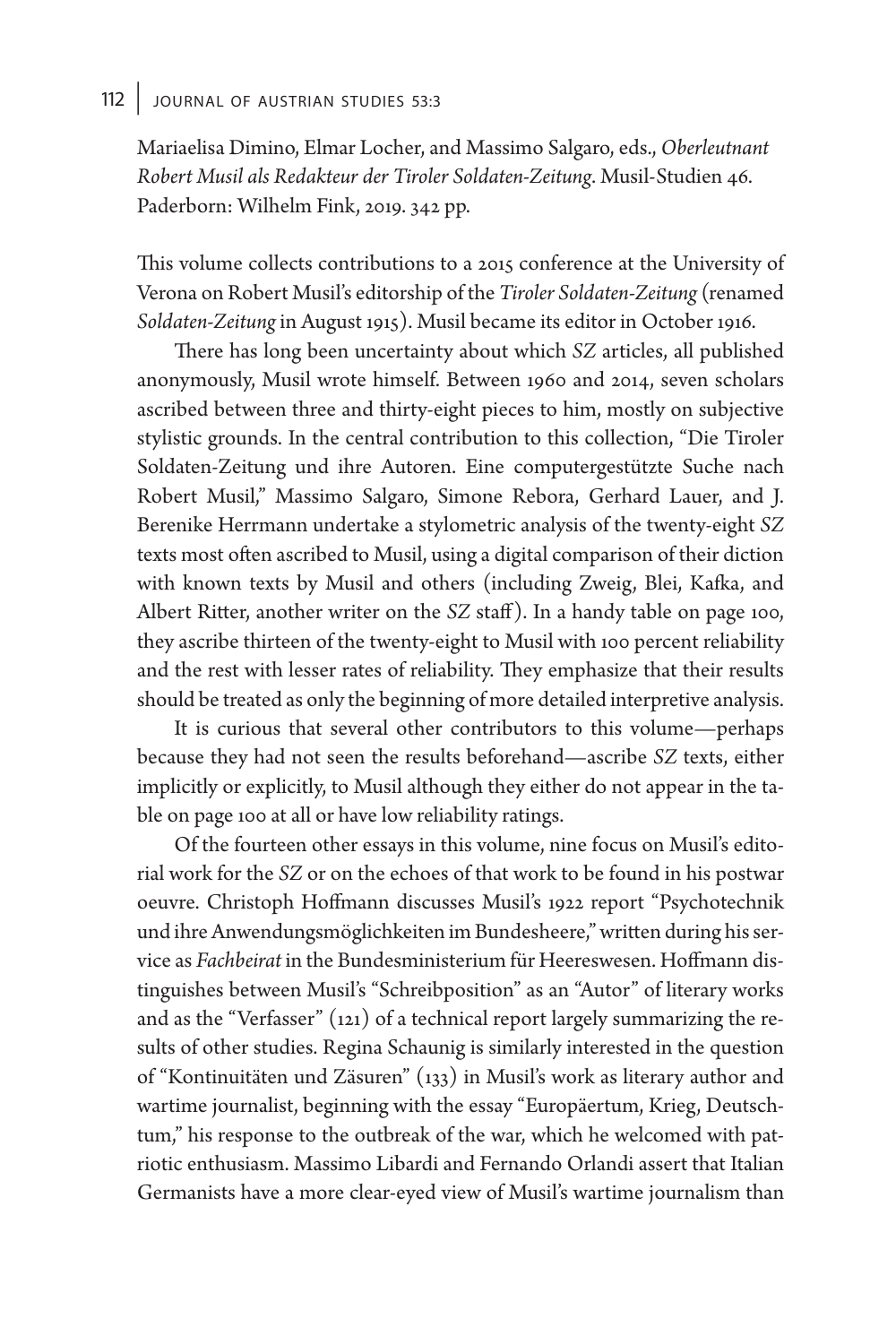Mariaelisa Dimino, Elmar Locher, and Massimo Salgaro, eds., *Oberleutnant Robert Musil als Redakteur der Tiroler Soldaten-Zeitung*. Musil-Studien 46. Paderborn: Wilhelm Fink, 2019. 342 pp.

This volume collects contributions to a 2015 conference at the University of Verona on Robert Musil's editorship of the *Tiroler Soldaten-Zeitung* (renamed *Soldaten-Zeitung* in August 1915). Musil became its editor in October 1916.

There has long been uncertainty about which *SZ* articles, all published anonymously, Musil wrote himself. Between 1960 and 2014, seven scholars ascribed between three and thirty-eight pieces to him, mostly on subjective stylistic grounds. In the central contribution to this collection, "Die Tiroler Soldaten-Zeitung und ihre Autoren. Eine computergestützte Suche nach Robert Musil," Massimo Salgaro, Simone Rebora, Gerhard Lauer, and J. Berenike Herrmann undertake a stylometric analysis of the twenty-eight *SZ* texts most often ascribed to Musil, using a digital comparison of their diction with known texts by Musil and others (including Zweig, Blei, Kafka, and Albert Ritter, another writer on the *SZ* staff). In a handy table on page 100, they ascribe thirteen of the twenty-eight to Musil with 100 percent reliability and the rest with lesser rates of reliability. They emphasize that their results should be treated as only the beginning of more detailed interpretive analysis.

It is curious that several other contributors to this volume—perhaps because they had not seen the results beforehand—ascribe *SZ* texts, either implicitly or explicitly, to Musil although they either do not appear in the table on page 100 at all or have low reliability ratings.

Of the fourteen other essays in this volume, nine focus on Musil's editorial work for the *SZ* or on the echoes of that work to be found in his postwar oeuvre. Christoph Hoffmann discusses Musil's 1922 report "Psychotechnik und ihre Anwendungsmöglichkeiten im Bundesheere," written during his service as *Fachbeirat* in the Bundesministerium für Heereswesen. Hoffmann distinguishes between Musil's "Schreibposition" as an "Autor" of literary works and as the "Verfasser" (121) of a technical report largely summarizing the results of other studies. Regina Schaunig is similarly interested in the question of "Kontinuitäten und Zäsuren" (133) in Musil's work as literary author and wartime journalist, beginning with the essay "Europäertum, Krieg, Deutschtum," his response to the outbreak of the war, which he welcomed with patriotic enthusiasm. Massimo Libardi and Fernando Orlandi assert that Italian Germanists have a more clear-eyed view of Musil's wartime journalism than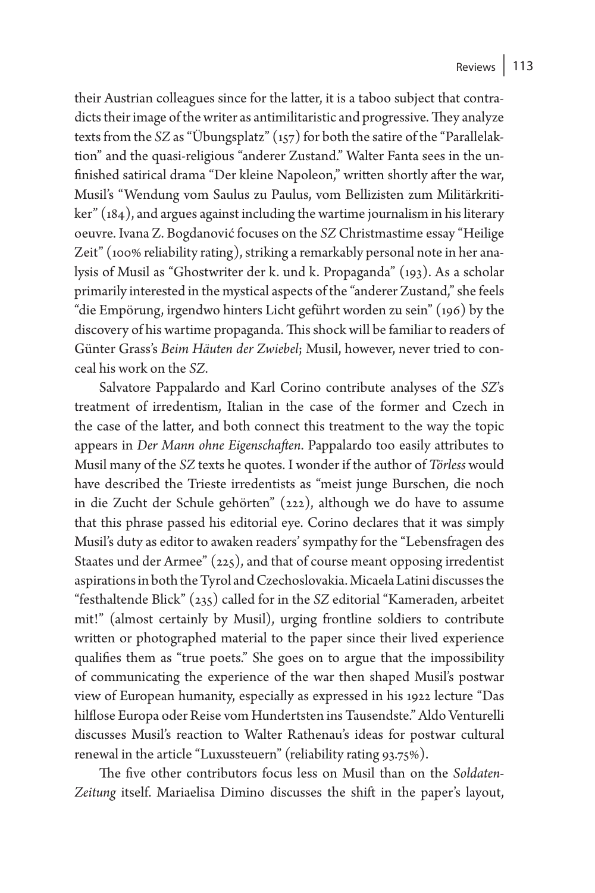their Austrian colleagues since for the latter, it is a taboo subject that contradicts their image of the writer as antimilitaristic and progressive. They analyze texts from the *SZ* as "Übungsplatz" (157) for both the satire of the "Parallelaktion" and the quasi-religious "anderer Zustand." Walter Fanta sees in the unfinished satirical drama "Der kleine Napoleon," written shortly after the war, Musil's "Wendung vom Saulus zu Paulus, vom Bellizisten zum Militärkritiker" (184), and argues against including the wartime journalism in his literary oeuvre. Ivana Z. Bogdanović focuses on the *SZ* Christmastime essay "Heilige Zeit" (100% reliability rating), striking a remarkably personal note in her analysis of Musil as "Ghostwriter der k. und k. Propaganda" (193). As a scholar primarily interested in the mystical aspects of the "anderer Zustand," she feels "die Empörung, irgendwo hinters Licht geführt worden zu sein" (196) by the discovery of his wartime propaganda. This shock will be familiar to readers of Günter Grass's *Beim Häuten der Zwiebel*; Musil, however, never tried to conceal his work on the *SZ*.

Salvatore Pappalardo and Karl Corino contribute analyses of the *SZ*'s treatment of irredentism, Italian in the case of the former and Czech in the case of the latter, and both connect this treatment to the way the topic appears in *Der Mann ohne Eigenschaften*. Pappalardo too easily attributes to Musil many of the *SZ* texts he quotes. I wonder if the author of *Törless* would have described the Trieste irredentists as "meist junge Burschen, die noch in die Zucht der Schule gehörten" (222), although we do have to assume that this phrase passed his editorial eye. Corino declares that it was simply Musil's duty as editor to awaken readers' sympathy for the "Lebensfragen des Staates und der Armee" (225), and that of course meant opposing irredentist aspirations in both the Tyrol and Czechoslovakia. Micaela Latini discusses the "festhaltende Blick" (235) called for in the *SZ* editorial "Kameraden, arbeitet mit!" (almost certainly by Musil), urging frontline soldiers to contribute written or photographed material to the paper since their lived experience qualifies them as "true poets." She goes on to argue that the impossibility of communicating the experience of the war then shaped Musil's postwar view of European humanity, especially as expressed in his 1922 lecture "Das hilflose Europa oder Reise vom Hundertsten ins Tausendste." Aldo Venturelli discusses Musil's reaction to Walter Rathenau's ideas for postwar cultural renewal in the article "Luxussteuern" (reliability rating 93.75%).

The five other contributors focus less on Musil than on the *Soldaten-Zeitung* itself. Mariaelisa Dimino discusses the shift in the paper's layout,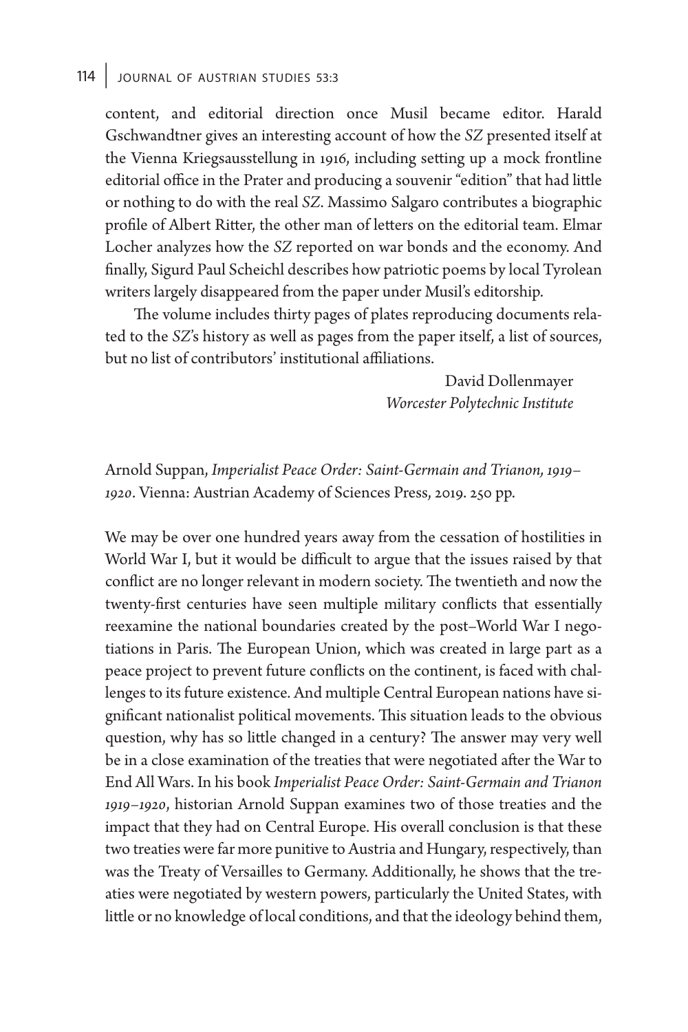content, and editorial direction once Musil became editor. Harald Gschwandtner gives an interesting account of how the *SZ* presented itself at the Vienna Kriegsausstellung in 1916, including setting up a mock frontline editorial office in the Prater and producing a souvenir "edition" that had little or nothing to do with the real *SZ*. Massimo Salgaro contributes a biographic profile of Albert Ritter, the other man of letters on the editorial team. Elmar Locher analyzes how the *SZ* reported on war bonds and the economy. And finally, Sigurd Paul Scheichl describes how patriotic poems by local Tyrolean writers largely disappeared from the paper under Musil's editorship.

The volume includes thirty pages of plates reproducing documents related to the *SZ*'s history as well as pages from the paper itself, a list of sources, but no list of contributors' institutional affiliations.

David Dollenmayer
*Worcester Polytechnic Institute*

Arnold Suppan, *Imperialist Peace Order: Saint-Germain and Trianon, 1919–1920*. Vienna: Austrian Academy of Sciences Press, 2019. 250 pp.

We may be over one hundred years away from the cessation of hostilities in World War I, but it would be difficult to argue that the issues raised by that conflict are no longer relevant in modern society. The twentieth and now the twenty-first centuries have seen multiple military conflicts that essentially reexamine the national boundaries created by the post–World War I negotiations in Paris. The European Union, which was created in large part as a peace project to prevent future conflicts on the continent, is faced with challenges to its future existence. And multiple Central European nations have significant nationalist political movements. This situation leads to the obvious question, why has so little changed in a century? The answer may very well be in a close examination of the treaties that were negotiated after the War to End All Wars. In his book *Imperialist Peace Order: Saint-Germain and Trianon 1919–1920*, historian Arnold Suppan examines two of those treaties and the impact that they had on Central Europe. His overall conclusion is that these two treaties were far more punitive to Austria and Hungary, respectively, than was the Treaty of Versailles to Germany. Additionally, he shows that the treaties were negotiated by western powers, particularly the United States, with little or no knowledge of local conditions, and that the ideology behind them,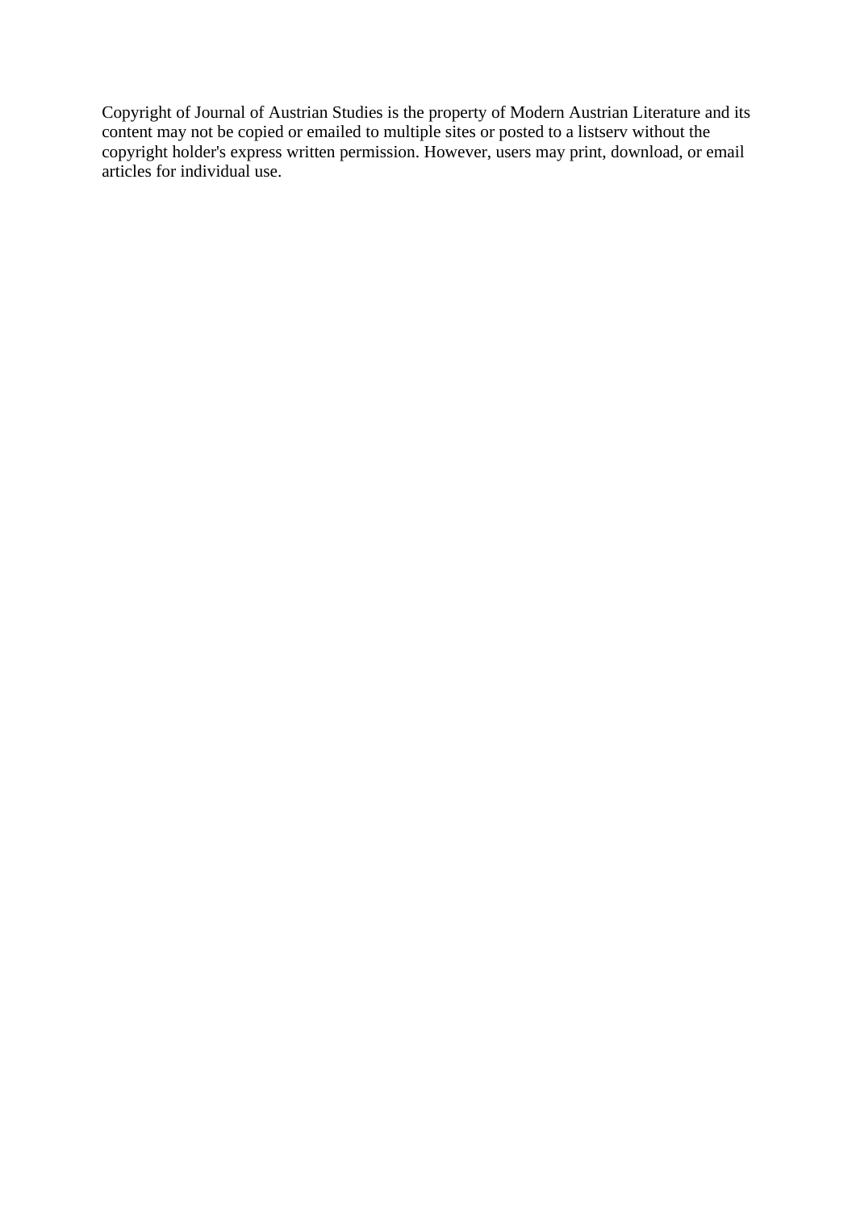Copyright of Journal of Austrian Studies is the property of Modern Austrian Literature and its content may not be copied or emailed to multiple sites or posted to a listserv without the copyright holder's express written permission. However, users may print, download, or email articles for individual use.